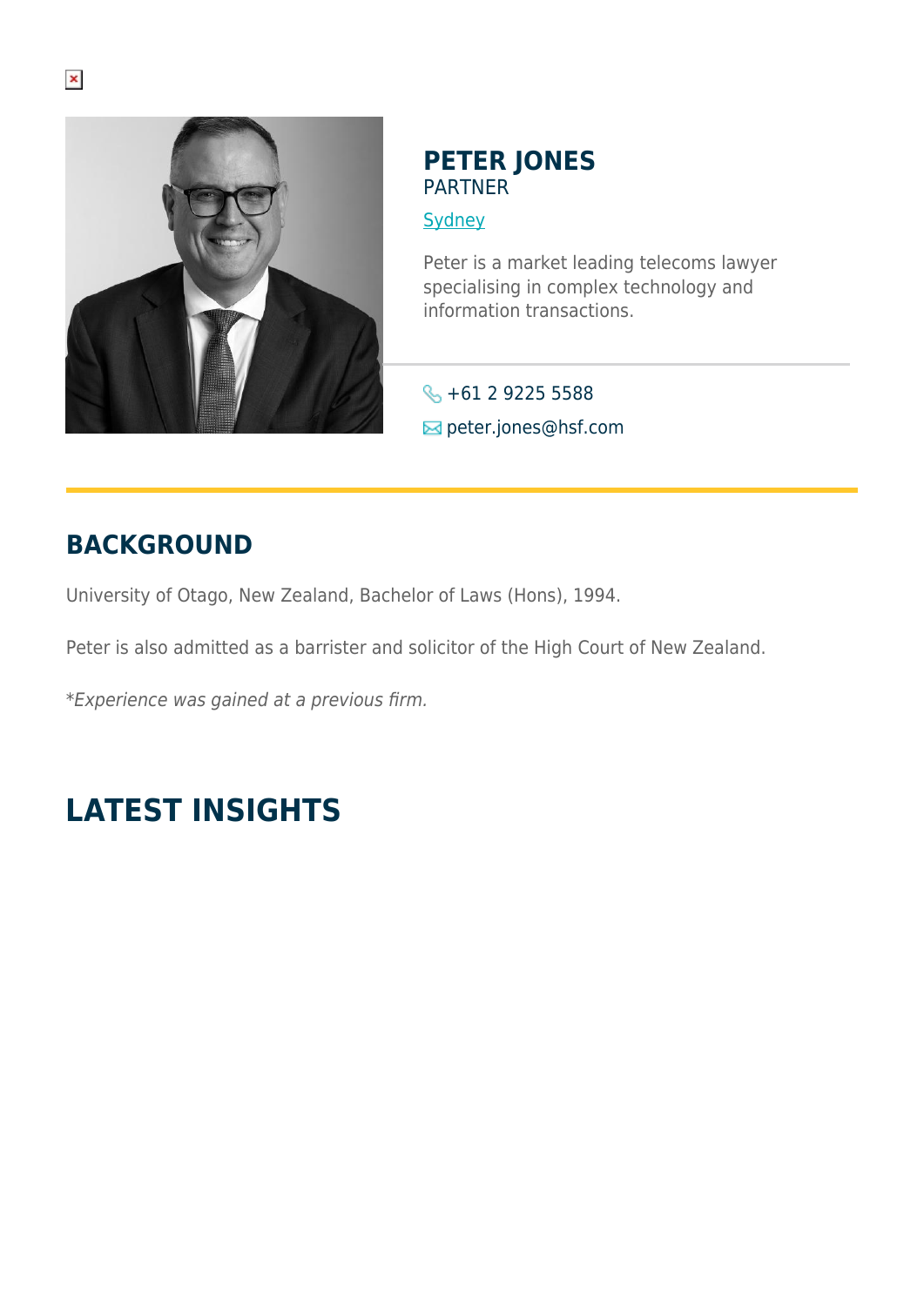# PETER JONES

PARTNER

Sydney

Peter is a market leading telecoms lawyer specialising in complex technology and information transactions.

+61 2 9225 5588

peter.jones@hsf.com

## BACKGROUND

University of Otago, New Zealand, Bachelor of Laws (Hons), 1994.

Peter is also admitted as a barrister and solicitor of the High Court of New Zealand.

*\*Experience was gained at a previous firm.*

## LATEST INSIGHTS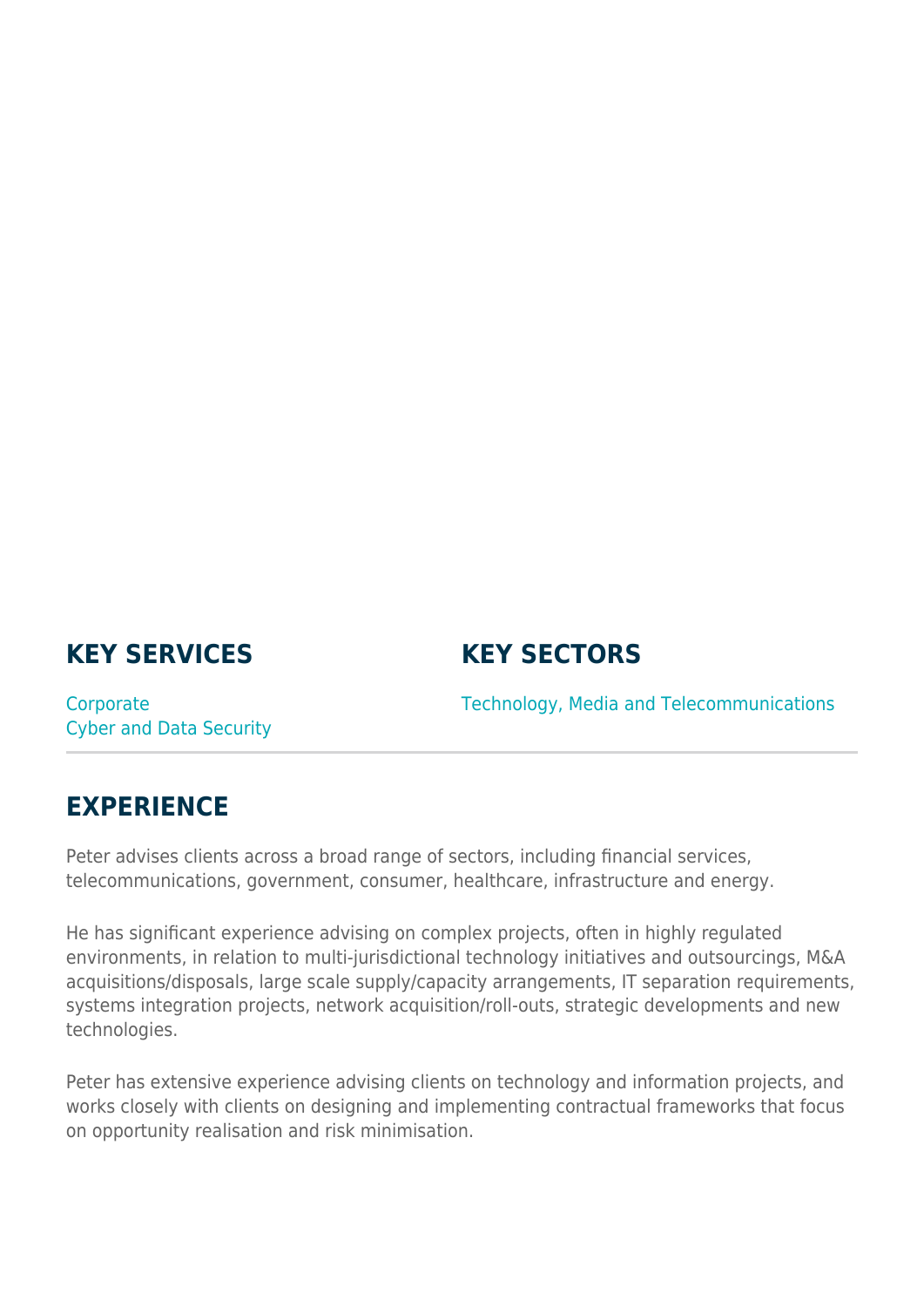## KEY SERVICES

Corporate
Cyber and Data Security

## KEY SECTORS

Technology, Media and Telecommunications

---

## EXPERIENCE

Peter advises clients across a broad range of sectors, including financial services, telecommunications, government, consumer, healthcare, infrastructure and energy.

He has significant experience advising on complex projects, often in highly regulated environments, in relation to multi-jurisdictional technology initiatives and outsourcings, M&A acquisitions/disposals, large scale supply/capacity arrangements, IT separation requirements, systems integration projects, network acquisition/roll-outs, strategic developments and new technologies.

Peter has extensive experience advising clients on technology and information projects, and works closely with clients on designing and implementing contractual frameworks that focus on opportunity realisation and risk minimisation.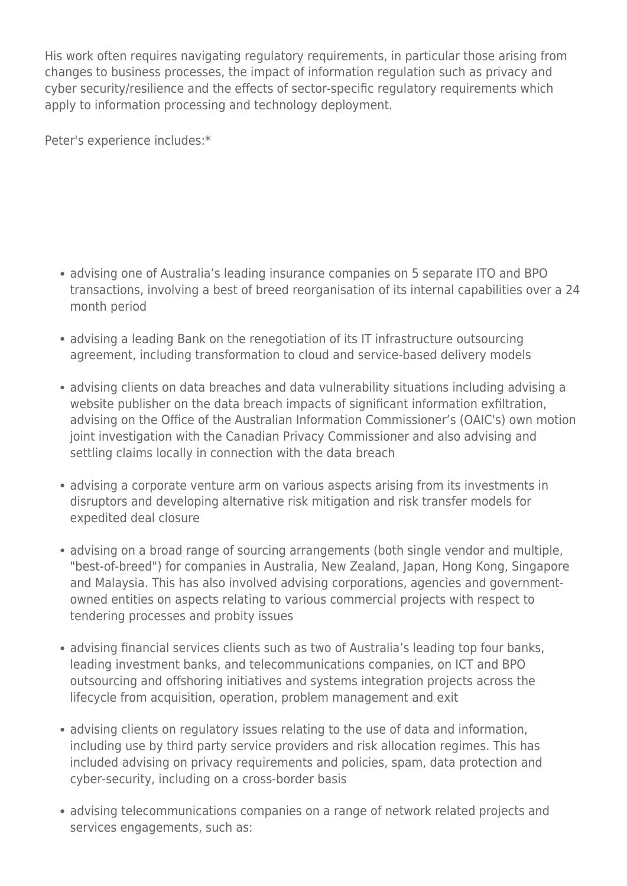His work often requires navigating regulatory requirements, in particular those arising from changes to business processes, the impact of information regulation such as privacy and cyber security/resilience and the effects of sector-specific regulatory requirements which apply to information processing and technology deployment.

Peter's experience includes:*

- advising one of Australia's leading insurance companies on 5 separate ITO and BPO transactions, involving a best of breed reorganisation of its internal capabilities over a 24 month period
- advising a leading Bank on the renegotiation of its IT infrastructure outsourcing agreement, including transformation to cloud and service-based delivery models
- advising clients on data breaches and data vulnerability situations including advising a website publisher on the data breach impacts of significant information exfiltration, advising on the Office of the Australian Information Commissioner's (OAIC's) own motion joint investigation with the Canadian Privacy Commissioner and also advising and settling claims locally in connection with the data breach
- advising a corporate venture arm on various aspects arising from its investments in disruptors and developing alternative risk mitigation and risk transfer models for expedited deal closure
- advising on a broad range of sourcing arrangements (both single vendor and multiple, "best-of-breed") for companies in Australia, New Zealand, Japan, Hong Kong, Singapore and Malaysia. This has also involved advising corporations, agencies and government-owned entities on aspects relating to various commercial projects with respect to tendering processes and probity issues
- advising financial services clients such as two of Australia's leading top four banks, leading investment banks, and telecommunications companies, on ICT and BPO outsourcing and offshoring initiatives and systems integration projects across the lifecycle from acquisition, operation, problem management and exit
- advising clients on regulatory issues relating to the use of data and information, including use by third party service providers and risk allocation regimes. This has included advising on privacy requirements and policies, spam, data protection and cyber-security, including on a cross-border basis
- advising telecommunications companies on a range of network related projects and services engagements, such as: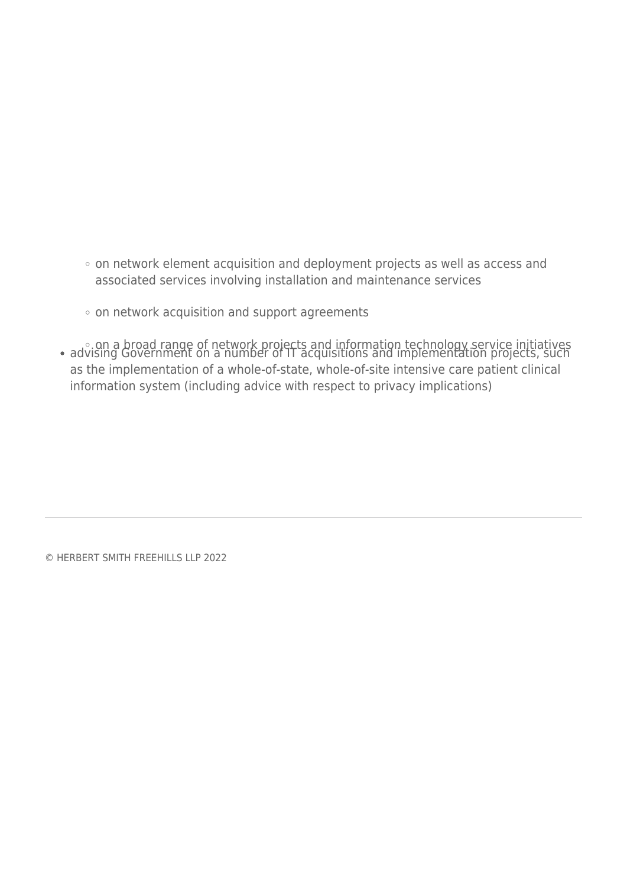- on network element acquisition and deployment projects as well as access and associated services involving installation and maintenance services
  - on network acquisition and support agreements
  - on a broad range of network projects and information technology service initiatives
- advising Government on a number of IT acquisitions and implementation projects, such as the implementation of a whole-of-state, whole-of-site intensive care patient clinical information system (including advice with respect to privacy implications)

---

© HERBERT SMITH FREEHILLS LLP 2022